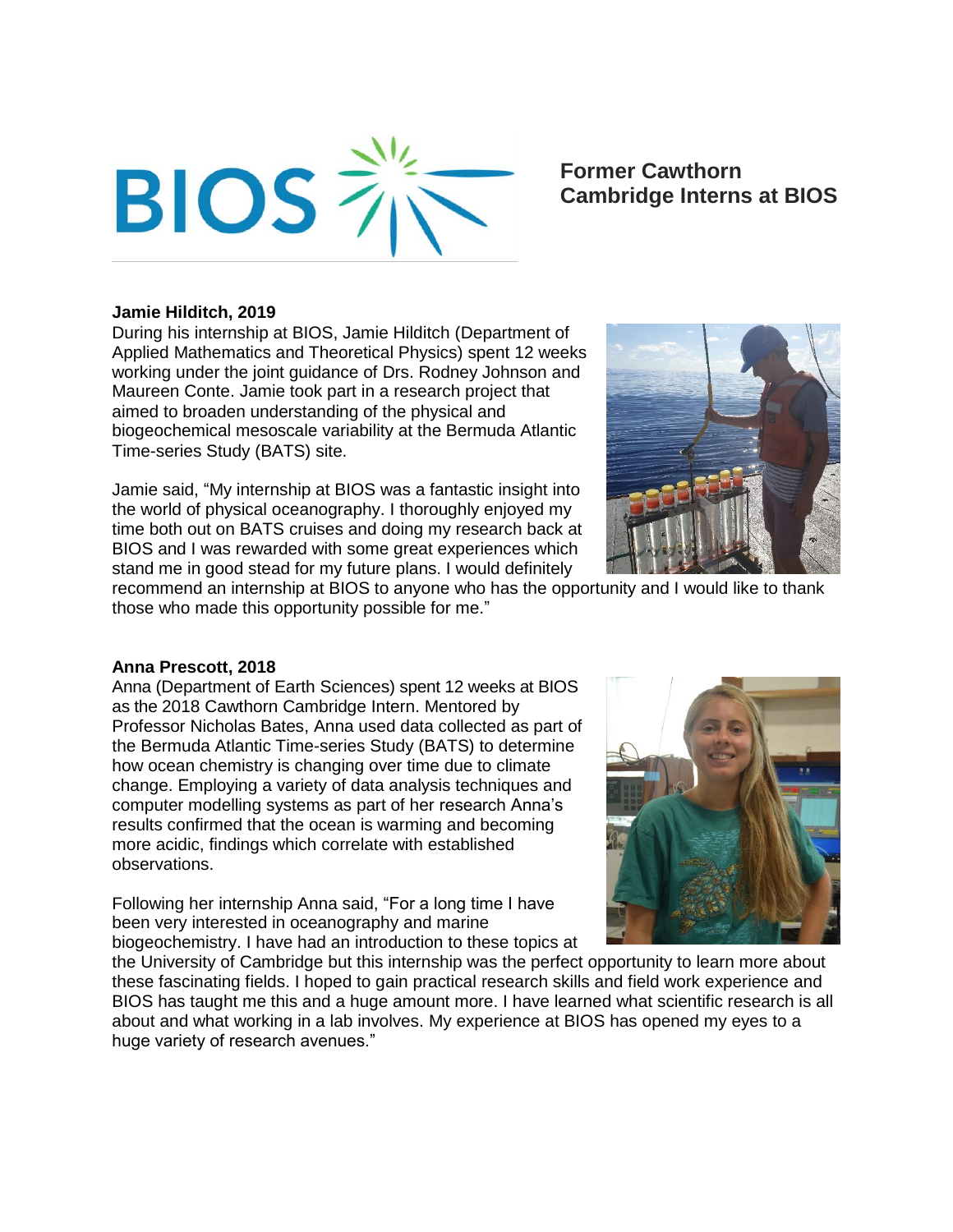# Former Cawthorn Cambridge Interns at BIOS

**Jamie Hilditch, 2019**

During his internship at BIOS, Jamie Hilditch (Department of Applied Mathematics and Theoretical Physics) spent 12 weeks working under the joint guidance of Drs. Rodney Johnson and Maureen Conte. Jamie took part in a research project that aimed to broaden understanding of the physical and biogeochemical mesoscale variability at the Bermuda Atlantic Time-series Study (BATS) site.

Jamie said, "My internship at BIOS was a fantastic insight into the world of physical oceanography. I thoroughly enjoyed my time both out on BATS cruises and doing my research back at BIOS and I was rewarded with some great experiences which stand me in good stead for my future plans. I would definitely recommend an internship at BIOS to anyone who has the opportunity and I would like to thank those who made this opportunity possible for me."

**Anna Prescott, 2018**

Anna (Department of Earth Sciences) spent 12 weeks at BIOS as the 2018 Cawthorn Cambridge Intern. Mentored by Professor Nicholas Bates, Anna used data collected as part of the Bermuda Atlantic Time-series Study (BATS) to determine how ocean chemistry is changing over time due to climate change. Employing a variety of data analysis techniques and computer modelling systems as part of her research Anna's results confirmed that the ocean is warming and becoming more acidic, findings which correlate with established observations.

Following her internship Anna said, "For a long time I have been very interested in oceanography and marine biogeochemistry. I have had an introduction to these topics at the University of Cambridge but this internship was the perfect opportunity to learn more about these fascinating fields. I hoped to gain practical research skills and field work experience and BIOS has taught me this and a huge amount more. I have learned what scientific research is all about and what working in a lab involves. My experience at BIOS has opened my eyes to a huge variety of research avenues."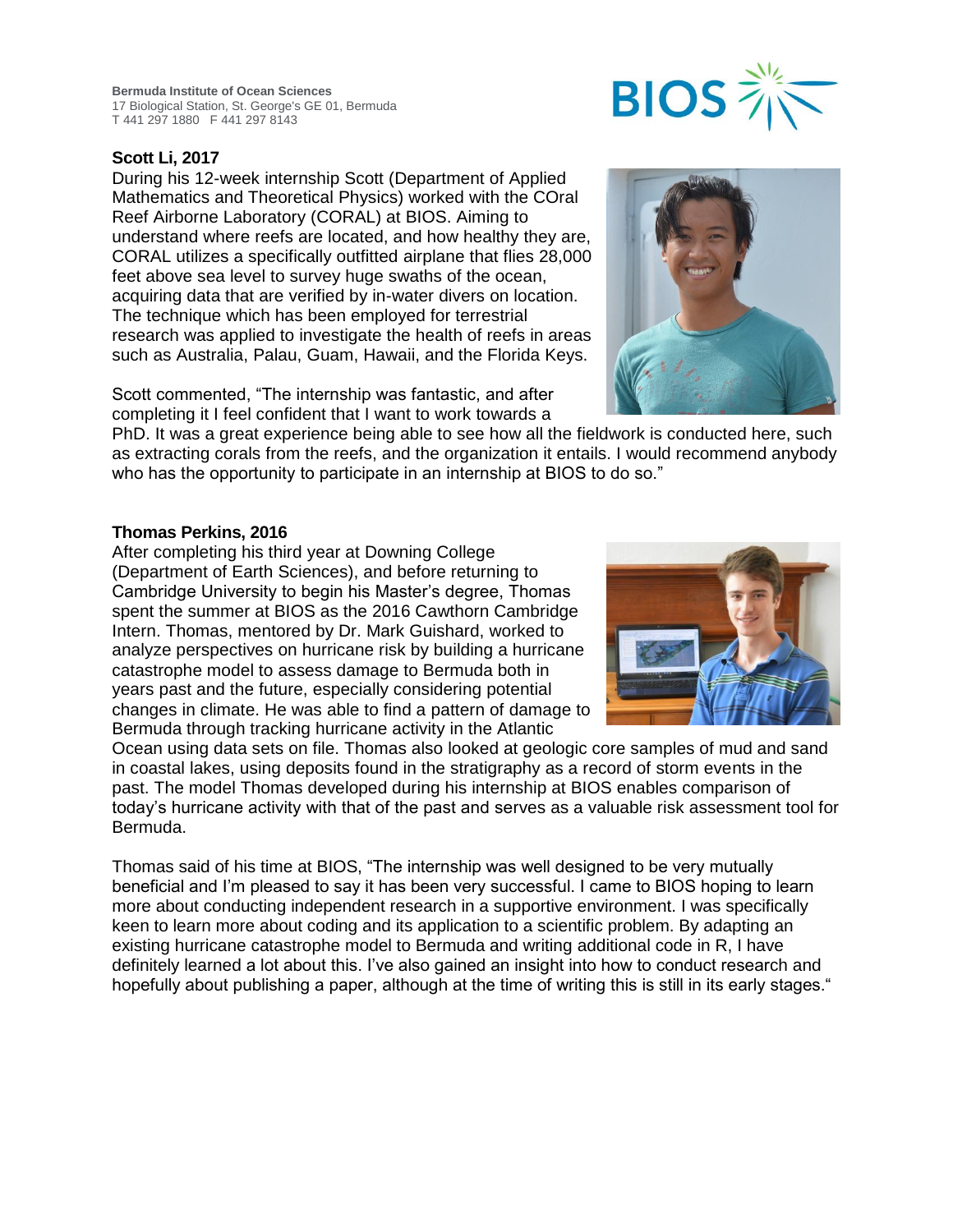**Bermuda Institute of Ocean Sciences**
17 Biological Station, St. George's GE 01, Bermuda
T 441 297 1880 F 441 297 8143

**Scott Li, 2017**

During his 12-week internship Scott (Department of Applied Mathematics and Theoretical Physics) worked with the COral Reef Airborne Laboratory (CORAL) at BIOS. Aiming to understand where reefs are located, and how healthy they are, CORAL utilizes a specifically outfitted airplane that flies 28,000 feet above sea level to survey huge swaths of the ocean, acquiring data that are verified by in-water divers on location. The technique which has been employed for terrestrial research was applied to investigate the health of reefs in areas such as Australia, Palau, Guam, Hawaii, and the Florida Keys.

Scott commented, "The internship was fantastic, and after completing it I feel confident that I want to work towards a PhD. It was a great experience being able to see how all the fieldwork is conducted here, such as extracting corals from the reefs, and the organization it entails. I would recommend anybody who has the opportunity to participate in an internship at BIOS to do so."

**Thomas Perkins, 2016**

After completing his third year at Downing College (Department of Earth Sciences), and before returning to Cambridge University to begin his Master's degree, Thomas spent the summer at BIOS as the 2016 Cawthorn Cambridge Intern. Thomas, mentored by Dr. Mark Guishard, worked to analyze perspectives on hurricane risk by building a hurricane catastrophe model to assess damage to Bermuda both in years past and the future, especially considering potential changes in climate. He was able to find a pattern of damage to Bermuda through tracking hurricane activity in the Atlantic Ocean using data sets on file. Thomas also looked at geologic core samples of mud and sand in coastal lakes, using deposits found in the stratigraphy as a record of storm events in the past. The model Thomas developed during his internship at BIOS enables comparison of today's hurricane activity with that of the past and serves as a valuable risk assessment tool for Bermuda.

Thomas said of his time at BIOS, "The internship was well designed to be very mutually beneficial and I'm pleased to say it has been very successful. I came to BIOS hoping to learn more about conducting independent research in a supportive environment. I was specifically keen to learn more about coding and its application to a scientific problem. By adapting an existing hurricane catastrophe model to Bermuda and writing additional code in R, I have definitely learned a lot about this. I've also gained an insight into how to conduct research and hopefully about publishing a paper, although at the time of writing this is still in its early stages."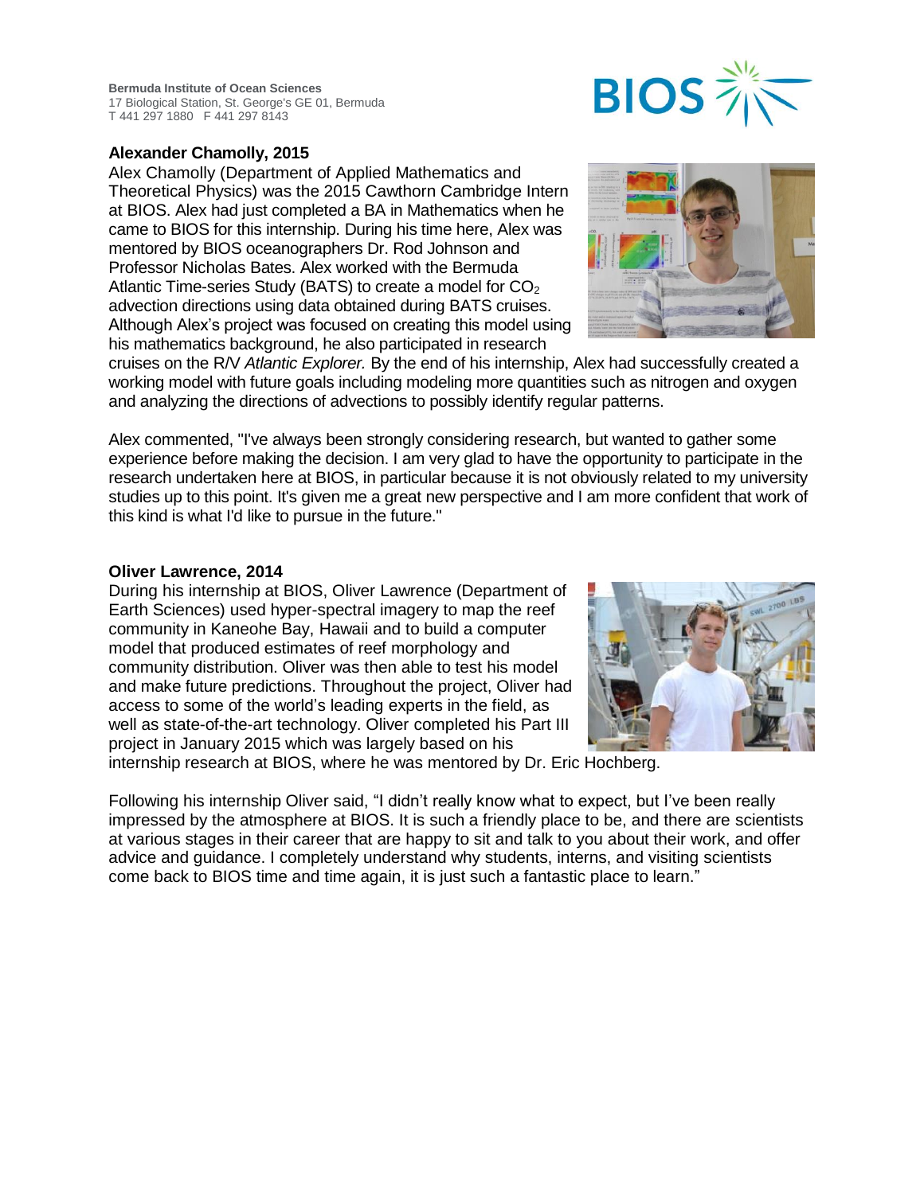Bermuda Institute of Ocean Sciences
17 Biological Station, St. George's GE 01, Bermuda
T 441 297 1880 F 441 297 8143

**Alexander Chamolly, 2015**

Alex Chamolly (Department of Applied Mathematics and Theoretical Physics) was the 2015 Cawthorn Cambridge Intern at BIOS. Alex had just completed a BA in Mathematics when he came to BIOS for this internship. During his time here, Alex was mentored by BIOS oceanographers Dr. Rod Johnson and Professor Nicholas Bates. Alex worked with the Bermuda Atlantic Time-series Study (BATS) to create a model for $CO_2$ advection directions using data obtained during BATS cruises. Although Alex's project was focused on creating this model using his mathematics background, he also participated in research cruises on the R/V *Atlantic Explorer.* By the end of his internship, Alex had successfully created a working model with future goals including modeling more quantities such as nitrogen and oxygen and analyzing the directions of advections to possibly identify regular patterns.

Alex commented, "I've always been strongly considering research, but wanted to gather some experience before making the decision. I am very glad to have the opportunity to participate in the research undertaken here at BIOS, in particular because it is not obviously related to my university studies up to this point. It's given me a great new perspective and I am more confident that work of this kind is what I'd like to pursue in the future."

**Oliver Lawrence, 2014**

During his internship at BIOS, Oliver Lawrence (Department of Earth Sciences) used hyper-spectral imagery to map the reef community in Kaneohe Bay, Hawaii and to build a computer model that produced estimates of reef morphology and community distribution. Oliver was then able to test his model and make future predictions. Throughout the project, Oliver had access to some of the world's leading experts in the field, as well as state-of-the-art technology. Oliver completed his Part III project in January 2015 which was largely based on his internship research at BIOS, where he was mentored by Dr. Eric Hochberg.

Following his internship Oliver said, "I didn't really know what to expect, but I've been really impressed by the atmosphere at BIOS. It is such a friendly place to be, and there are scientists at various stages in their career that are happy to sit and talk to you about their work, and offer advice and guidance. I completely understand why students, interns, and visiting scientists come back to BIOS time and time again, it is just such a fantastic place to learn."